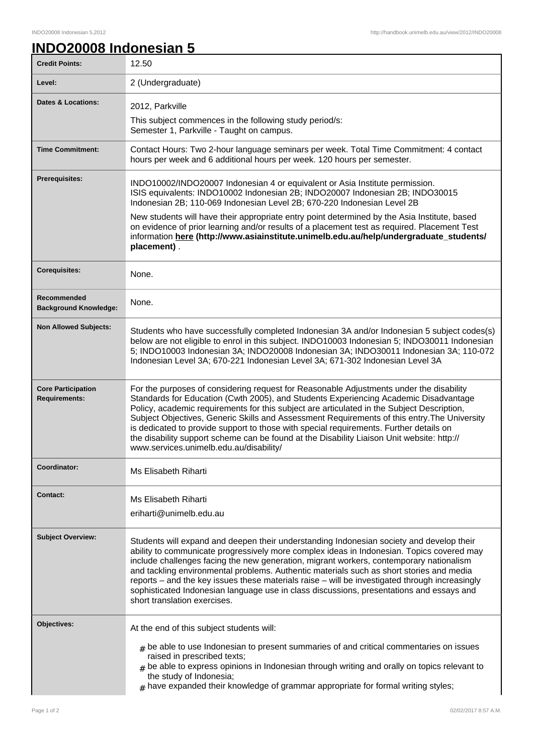# INDO20008 Indonesian 5

| | |
|---|---|
| **Credit Points:** | 12.50 |
| **Level:** | 2 (Undergraduate) |
| **Dates & Locations:** | 2012, Parkville<br>This subject commences in the following study period/s:<br>Semester 1, Parkville - Taught on campus. |
| **Time Commitment:** | Contact Hours: Two 2-hour language seminars per week. Total Time Commitment: 4 contact hours per week and 6 additional hours per week. 120 hours per semester. |
| **Prerequisites:** | INDO10002/INDO20007 Indonesian 4 or equivalent or Asia Institute permission.<br>ISIS equivalents: INDO10002 Indonesian 2B; INDO20007 Indonesian 2B; INDO30015 Indonesian 2B; 110-069 Indonesian Level 2B; 670-220 Indonesian Level 2B<br>New students will have their appropriate entry point determined by the Asia Institute, based on evidence of prior learning and/or results of a placement test as required. Placement Test information **here (http://www.asiainstitute.unimelb.edu.au/help/undergraduate_students/placement)** . |
| **Corequisites:** | None. |
| **Recommended Background Knowledge:** | None. |
| **Non Allowed Subjects:** | Students who have successfully completed Indonesian 3A and/or Indonesian 5 subject codes(s) below are not eligible to enrol in this subject. INDO10003 Indonesian 5; INDO30011 Indonesian 5; INDO10003 Indonesian 3A; INDO20008 Indonesian 3A; INDO30011 Indonesian 3A; 110-072 Indonesian Level 3A; 670-221 Indonesian Level 3A; 671-302 Indonesian Level 3A |
| **Core Participation Requirements:** | For the purposes of considering request for Reasonable Adjustments under the disability Standards for Education (Cwth 2005), and Students Experiencing Academic Disadvantage Policy, academic requirements for this subject are articulated in the Subject Description, Subject Objectives, Generic Skills and Assessment Requirements of this entry.The University is dedicated to provide support to those with special requirements. Further details on the disability support scheme can be found at the Disability Liaison Unit website: http://www.services.unimelb.edu.au/disability/ |
| **Coordinator:** | Ms Elisabeth Riharti |
| **Contact:** | Ms Elisabeth Riharti<br>eriharti@unimelb.edu.au |
| **Subject Overview:** | Students will expand and deepen their understanding Indonesian society and develop their ability to communicate progressively more complex ideas in Indonesian. Topics covered may include challenges facing the new generation, migrant workers, contemporary nationalism and tackling environmental problems. Authentic materials such as short stories and media reports – and the key issues these materials raise – will be investigated through increasingly sophisticated Indonesian language use in class discussions, presentations and essays and short translation exercises. |
| **Objectives:** | At the end of this subject students will:<br># be able to use Indonesian to present summaries of and critical commentaries on issues raised in prescribed texts;<br># be able to express opinions in Indonesian through writing and orally on topics relevant to the study of Indonesia;<br># have expanded their knowledge of grammar appropriate for formal writing styles; |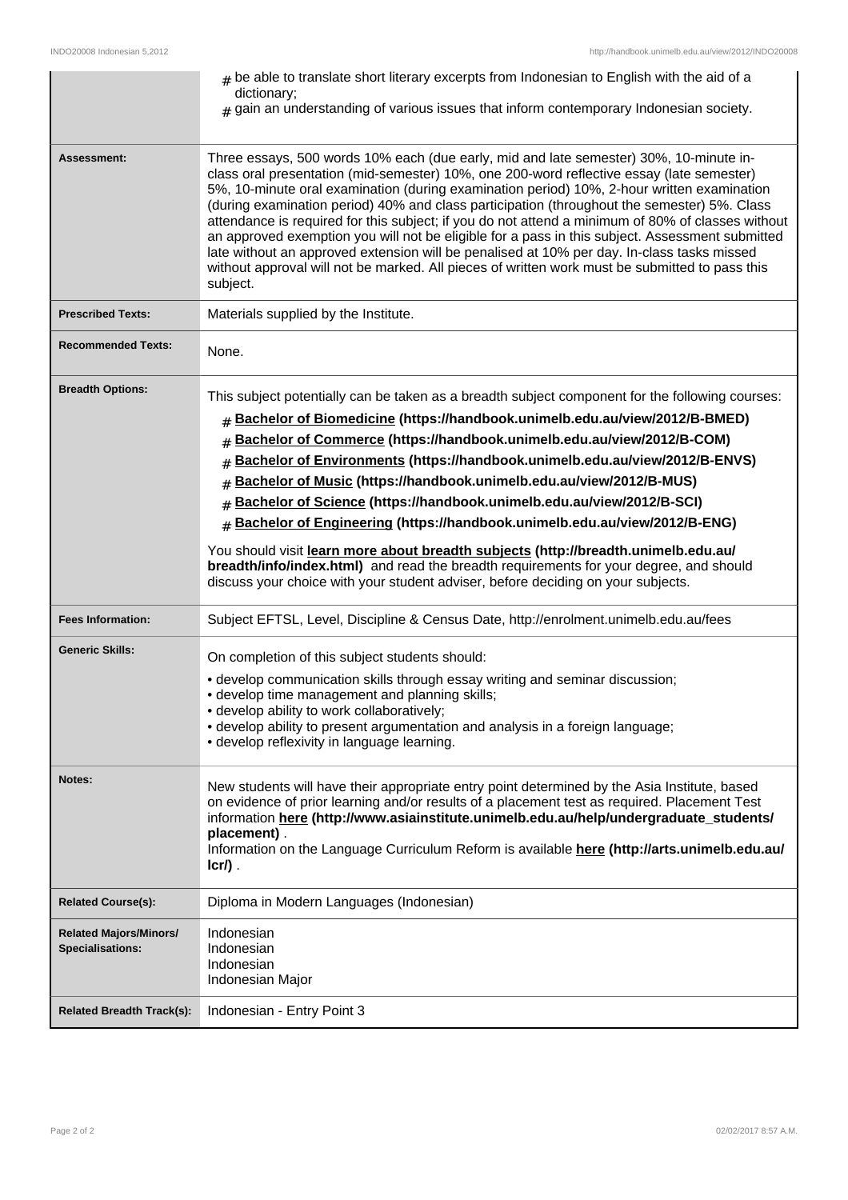| | |
|---|---|
| | # be able to translate short literary excerpts from Indonesian to English with the aid of a dictionary;<br># gain an understanding of various issues that inform contemporary Indonesian society. |
| **Assessment:** | Three essays, 500 words 10% each (due early, mid and late semester) 30%, 10-minute in-class oral presentation (mid-semester) 10%, one 200-word reflective essay (late semester) 5%, 10-minute oral examination (during examination period) 10%, 2-hour written examination (during examination period) 40% and class participation (throughout the semester) 5%. Class attendance is required for this subject; if you do not attend a minimum of 80% of classes without an approved exemption you will not be eligible for a pass in this subject. Assessment submitted late without an approved extension will be penalised at 10% per day. In-class tasks missed without approval will not be marked. All pieces of written work must be submitted to pass this subject. |
| **Prescribed Texts:** | Materials supplied by the Institute. |
| **Recommended Texts:** | None. |
| **Breadth Options:** | This subject potentially can be taken as a breadth subject component for the following courses:<br># **Bachelor of Biomedicine (https://handbook.unimelb.edu.au/view/2012/B-BMED)**<br># **Bachelor of Commerce (https://handbook.unimelb.edu.au/view/2012/B-COM)**<br># **Bachelor of Environments (https://handbook.unimelb.edu.au/view/2012/B-ENVS)**<br># **Bachelor of Music (https://handbook.unimelb.edu.au/view/2012/B-MUS)**<br># **Bachelor of Science (https://handbook.unimelb.edu.au/view/2012/B-SCI)**<br># **Bachelor of Engineering (https://handbook.unimelb.edu.au/view/2012/B-ENG)**<br>You should visit **learn more about breadth subjects (http://breadth.unimelb.edu.au/breadth/info/index.html)** and read the breadth requirements for your degree, and should discuss your choice with your student adviser, before deciding on your subjects. |
| **Fees Information:** | Subject EFTSL, Level, Discipline & Census Date, http://enrolment.unimelb.edu.au/fees |
| **Generic Skills:** | On completion of this subject students should:<br>• develop communication skills through essay writing and seminar discussion;<br>• develop time management and planning skills;<br>• develop ability to work collaboratively;<br>• develop ability to present argumentation and analysis in a foreign language;<br>• develop reflexivity in language learning. |
| **Notes:** | New students will have their appropriate entry point determined by the Asia Institute, based on evidence of prior learning and/or results of a placement test as required. Placement Test information **here (http://www.asiainstitute.unimelb.edu.au/help/undergraduate_students/placement)** .<br>Information on the Language Curriculum Reform is available **here (http://arts.unimelb.edu.au/lcr/)** . |
| **Related Course(s):** | Diploma in Modern Languages (Indonesian) |
| **Related Majors/Minors/ Specialisations:** | Indonesian<br>Indonesian<br>Indonesian<br>Indonesian Major |
| **Related Breadth Track(s):** | Indonesian - Entry Point 3 |